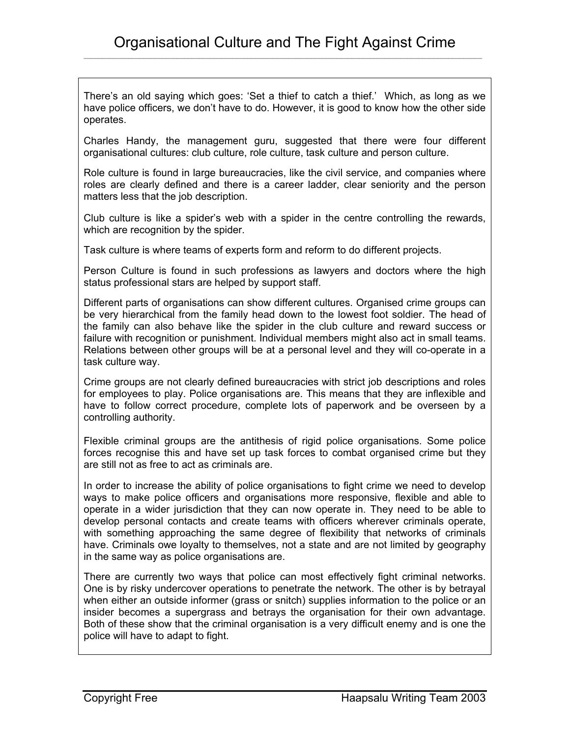# Organisational Culture and The Fight Against Crime

There's an old saying which goes: 'Set a thief to catch a thief.' Which, as long as we have police officers, we don't have to do. However, it is good to know how the other side operates.

Charles Handy, the management guru, suggested that there were four different organisational cultures: club culture, role culture, task culture and person culture.

Role culture is found in large bureaucracies, like the civil service, and companies where roles are clearly defined and there is a career ladder, clear seniority and the person matters less that the job description.

Club culture is like a spider's web with a spider in the centre controlling the rewards, which are recognition by the spider.

Task culture is where teams of experts form and reform to do different projects.

Person Culture is found in such professions as lawyers and doctors where the high status professional stars are helped by support staff.

Different parts of organisations can show different cultures. Organised crime groups can be very hierarchical from the family head down to the lowest foot soldier. The head of the family can also behave like the spider in the club culture and reward success or failure with recognition or punishment. Individual members might also act in small teams. Relations between other groups will be at a personal level and they will co-operate in a task culture way.

Crime groups are not clearly defined bureaucracies with strict job descriptions and roles for employees to play. Police organisations are. This means that they are inflexible and have to follow correct procedure, complete lots of paperwork and be overseen by a controlling authority.

Flexible criminal groups are the antithesis of rigid police organisations. Some police forces recognise this and have set up task forces to combat organised crime but they are still not as free to act as criminals are.

In order to increase the ability of police organisations to fight crime we need to develop ways to make police officers and organisations more responsive, flexible and able to operate in a wider jurisdiction that they can now operate in. They need to be able to develop personal contacts and create teams with officers wherever criminals operate, with something approaching the same degree of flexibility that networks of criminals have. Criminals owe loyalty to themselves, not a state and are not limited by geography in the same way as police organisations are.

There are currently two ways that police can most effectively fight criminal networks. One is by risky undercover operations to penetrate the network. The other is by betrayal when either an outside informer (grass or snitch) supplies information to the police or an insider becomes a supergrass and betrays the organisation for their own advantage. Both of these show that the criminal organisation is a very difficult enemy and is one the police will have to adapt to fight.

Copyright Free | Haapsalu Writing Team 2003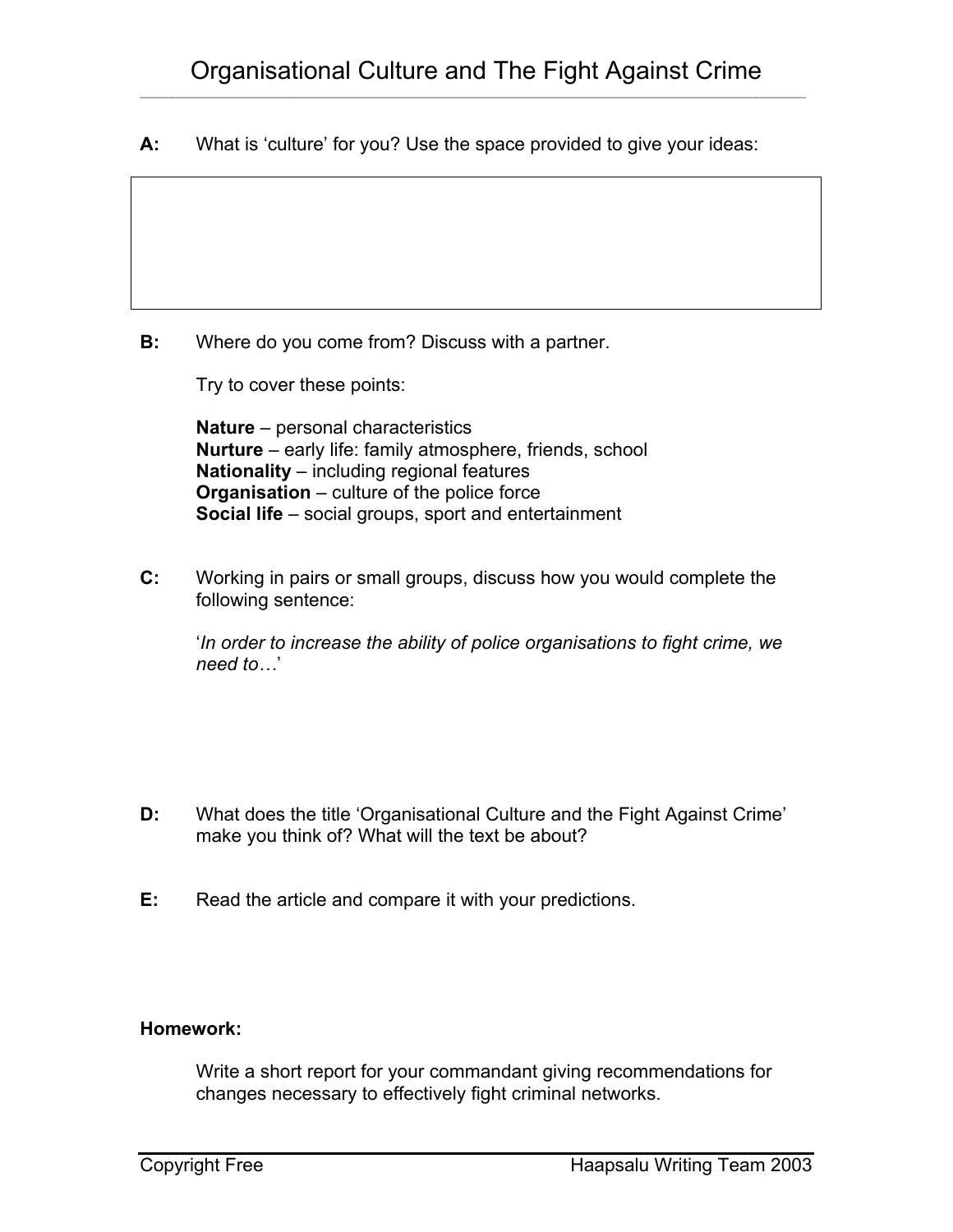# Organisational Culture and The Fight Against Crime

**A:** What is 'culture' for you? Use the space provided to give your ideas:

**B:** Where do you come from? Discuss with a partner.

Try to cover these points:

**Nature** – personal characteristics
**Nurture** – early life: family atmosphere, friends, school
**Nationality** – including regional features
**Organisation** – culture of the police force
**Social life** – social groups, sport and entertainment

**C:** Working in pairs or small groups, discuss how you would complete the following sentence:

'*In order to increase the ability of police organisations to fight crime, we need to…*'

**D:** What does the title 'Organisational Culture and the Fight Against Crime' make you think of? What will the text be about?

**E:** Read the article and compare it with your predictions.

**Homework:**

Write a short report for your commandant giving recommendations for changes necessary to effectively fight criminal networks.

Copyright Free — Haapsalu Writing Team 2003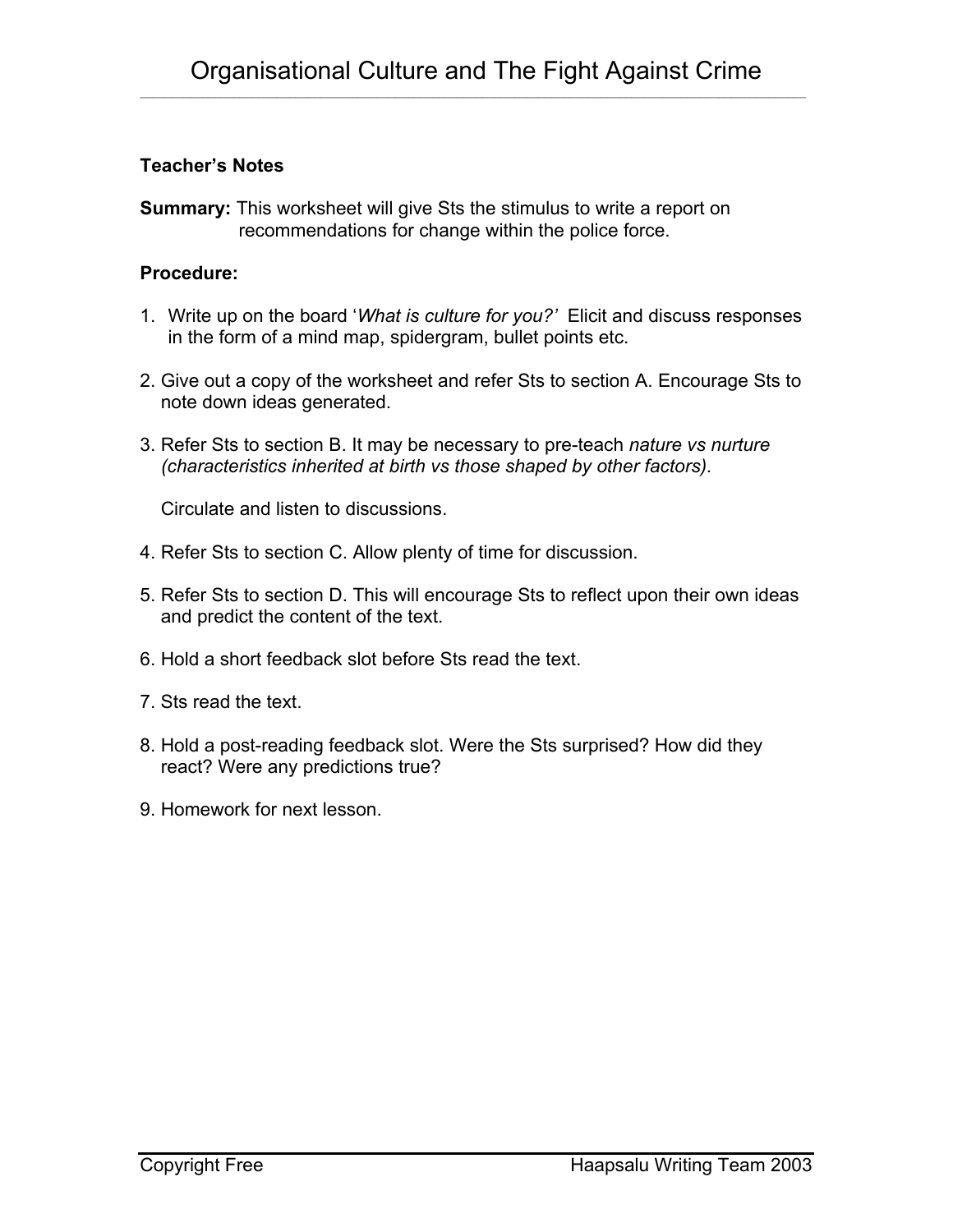# Organisational Culture and The Fight Against Crime

**Teacher's Notes**

**Summary:** This worksheet will give Sts the stimulus to write a report on recommendations for change within the police force.

**Procedure:**

1. Write up on the board '*What is culture for you?*' Elicit and discuss responses in the form of a mind map, spidergram, bullet points etc.

2. Give out a copy of the worksheet and refer Sts to section A. Encourage Sts to note down ideas generated.

3. Refer Sts to section B. It may be necessary to pre-teach *nature vs nurture (characteristics inherited at birth vs those shaped by other factors).*

   Circulate and listen to discussions.

4. Refer Sts to section C. Allow plenty of time for discussion.

5. Refer Sts to section D. This will encourage Sts to reflect upon their own ideas and predict the content of the text.

6. Hold a short feedback slot before Sts read the text.

7. Sts read the text.

8. Hold a post-reading feedback slot. Were the Sts surprised? How did they react? Were any predictions true?

9. Homework for next lesson.

Copyright Free    Haapsalu Writing Team 2003